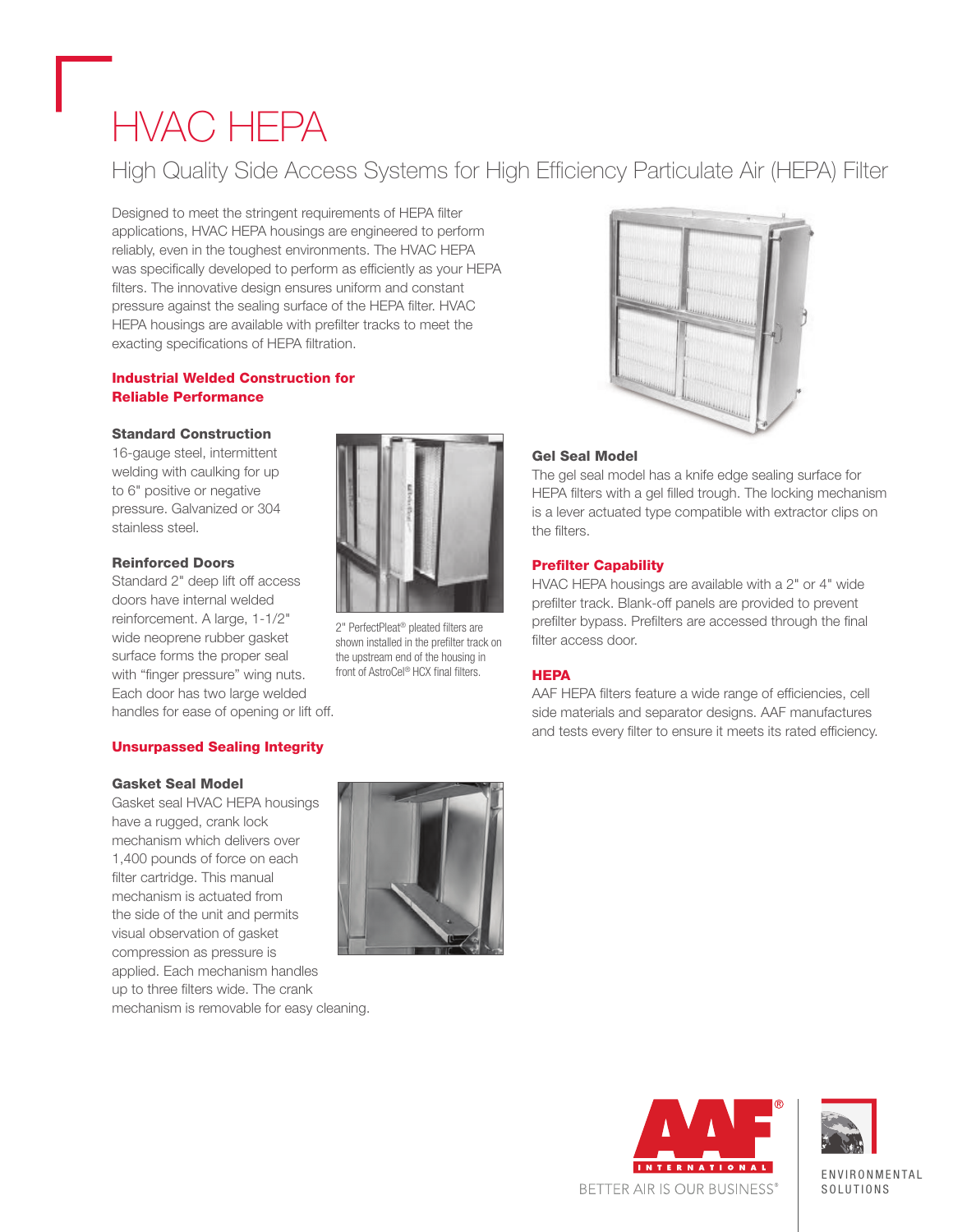# HVAC HEPA

## High Quality Side Access Systems for High Efficiency Particulate Air (HEPA) Filter

Designed to meet the stringent requirements of HEPA filter applications, HVAC HEPA housings are engineered to perform reliably, even in the toughest environments. The HVAC HEPA was specifically developed to perform as efficiently as your HEPA filters. The innovative design ensures uniform and constant pressure against the sealing surface of the HEPA filter. HVAC HEPA housings are available with prefilter tracks to meet the exacting specifications of HEPA filtration.

### Industrial Welded Construction for Reliable Performance

**Standard Construction**
16-gauge steel, intermittent welding with caulking for up to 6" positive or negative pressure. Galvanized or 304 stainless steel.

**Reinforced Doors**
Standard 2" deep lift off access doors have internal welded reinforcement. A large, 1-1/2" wide neoprene rubber gasket surface forms the proper seal with “finger pressure” wing nuts. Each door has two large welded handles for ease of opening or lift off.

2" PerfectPleat® pleated filters are shown installed in the prefilter track on the upstream end of the housing in front of AstroCel® HCX final filters.

### Unsurpassed Sealing Integrity

**Gasket Seal Model**
Gasket seal HVAC HEPA housings have a rugged, crank lock mechanism which delivers over 1,400 pounds of force on each filter cartridge. This manual mechanism is actuated from the side of the unit and permits visual observation of gasket compression as pressure is applied. Each mechanism handles up to three filters wide. The crank mechanism is removable for easy cleaning.

**Gel Seal Model**
The gel seal model has a knife edge sealing surface for HEPA filters with a gel filled trough. The locking mechanism is a lever actuated type compatible with extractor clips on the filters.

### Prefilter Capability

HVAC HEPA housings are available with a 2" or 4" wide prefilter track. Blank-off panels are provided to prevent prefilter bypass. Prefilters are accessed through the final filter access door.

### HEPA

AAF HEPA filters feature a wide range of efficiencies, cell side materials and separator designs. AAF manufactures and tests every filter to ensure it meets its rated efficiency.

AAF INTERNATIONAL
BETTER AIR IS OUR BUSINESS®

ENVIRONMENTAL SOLUTIONS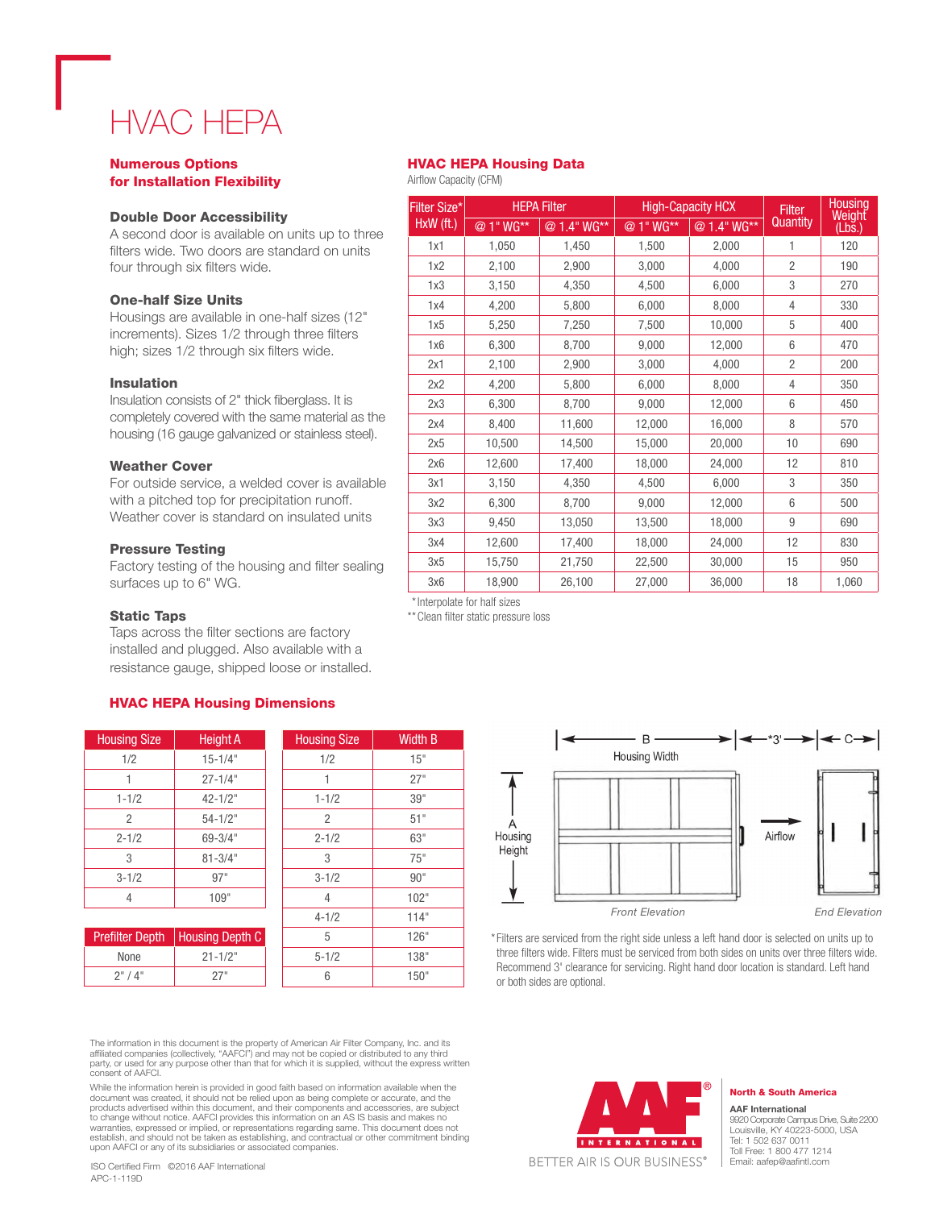# HVAC HEPA

## Numerous Options for Installation Flexibility

### Double Door Accessibility

A second door is available on units up to three filters wide. Two doors are standard on units four through six filters wide.

### One-half Size Units

Housings are available in one-half sizes (12" increments). Sizes 1/2 through three filters high; sizes 1/2 through six filters wide.

### Insulation

Insulation consists of 2" thick fiberglass. It is completely covered with the same material as the housing (16 gauge galvanized or stainless steel).

### Weather Cover

For outside service, a welded cover is available with a pitched top for precipitation runoff. Weather cover is standard on insulated units

### Pressure Testing

Factory testing of the housing and filter sealing surfaces up to 6" WG.

### Static Taps

Taps across the filter sections are factory installed and plugged. Also available with a resistance gauge, shipped loose or installed.

## HVAC HEPA Housing Data

Airflow Capacity (CFM)

| Filter Size* HxW (ft.) | HEPA Filter | | High-Capacity HCX | | Filter Quantity | Housing Weight (Lbs.) |
|---|---|---|---|---|---|---|
| | @ 1" WG** | @ 1.4" WG** | @ 1" WG** | @ 1.4" WG** | | |
| 1x1 | 1,050 | 1,450 | 1,500 | 2,000 | 1 | 120 |
| 1x2 | 2,100 | 2,900 | 3,000 | 4,000 | 2 | 190 |
| 1x3 | 3,150 | 4,350 | 4,500 | 6,000 | 3 | 270 |
| 1x4 | 4,200 | 5,800 | 6,000 | 8,000 | 4 | 330 |
| 1x5 | 5,250 | 7,250 | 7,500 | 10,000 | 5 | 400 |
| 1x6 | 6,300 | 8,700 | 9,000 | 12,000 | 6 | 470 |
| 2x1 | 2,100 | 2,900 | 3,000 | 4,000 | 2 | 200 |
| 2x2 | 4,200 | 5,800 | 6,000 | 8,000 | 4 | 350 |
| 2x3 | 6,300 | 8,700 | 9,000 | 12,000 | 6 | 450 |
| 2x4 | 8,400 | 11,600 | 12,000 | 16,000 | 8 | 570 |
| 2x5 | 10,500 | 14,500 | 15,000 | 20,000 | 10 | 690 |
| 2x6 | 12,600 | 17,400 | 18,000 | 24,000 | 12 | 810 |
| 3x1 | 3,150 | 4,350 | 4,500 | 6,000 | 3 | 350 |
| 3x2 | 6,300 | 8,700 | 9,000 | 12,000 | 6 | 500 |
| 3x3 | 9,450 | 13,050 | 13,500 | 18,000 | 9 | 690 |
| 3x4 | 12,600 | 17,400 | 18,000 | 24,000 | 12 | 830 |
| 3x5 | 15,750 | 21,750 | 22,500 | 30,000 | 15 | 950 |
| 3x6 | 18,900 | 26,100 | 27,000 | 36,000 | 18 | 1,060 |

*Interpolate for half sizes
**Clean filter static pressure loss

## HVAC HEPA Housing Dimensions

| Housing Size | Height A |
|---|---|
| 1/2 | 15-1/4" |
| 1 | 27-1/4" |
| 1-1/2 | 42-1/2" |
| 2 | 54-1/2" |
| 2-1/2 | 69-3/4" |
| 3 | 81-3/4" |
| 3-1/2 | 97" |
| 4 | 109" |

| Prefilter Depth | Housing Depth C |
|---|---|
| None | 21-1/2" |
| 2" / 4" | 27" |

| Housing Size | Width B |
|---|---|
| 1/2 | 15" |
| 1 | 27" |
| 1-1/2 | 39" |
| 2 | 51" |
| 2-1/2 | 63" |
| 3 | 75" |
| 3-1/2 | 90" |
| 4 | 102" |
| 4-1/2 | 114" |
| 5 | 126" |
| 5-1/2 | 138" |
| 6 | 150" |

B
Housing Width
*3'
C
A
Housing Height
Airflow
Front Elevation
End Elevation

*Filters are serviced from the right side unless a left hand door is selected on units up to three filters wide. Filters must be serviced from both sides on units over three filters wide. Recommend 3' clearance for servicing. Right hand door location is standard. Left hand or both sides are optional.

The information in this document is the property of American Air Filter Company, Inc. and its affiliated companies (collectively, "AAFCI") and may not be copied or distributed to any third party, or used for any purpose other than that for which it is supplied, without the express written consent of AAFCI.

While the information herein is provided in good faith based on information available when the document was created, it should not be relied upon as being complete or accurate, and the products advertised within this document, and their components and accessories, are subject to change without notice. AAFCI provides this information on an AS IS basis and makes no warranties, expressed or implied, or representations regarding same. This document does not establish, and should not be taken as establishing, and contractual or other commitment binding upon AAFCI or any of its subsidiaries or associated companies.

ISO Certified Firm ©2016 AAF International
APC-1-119D

AAF INTERNATIONAL
BETTER AIR IS OUR BUSINESS®

**North & South America**

**AAF International**
9920 Corporate Campus Drive, Suite 2200
Louisville, KY 40223-5000, USA
Tel: 1 502 637 0011
Toll Free: 1 800 477 1214
Email: aafep@aafintl.com